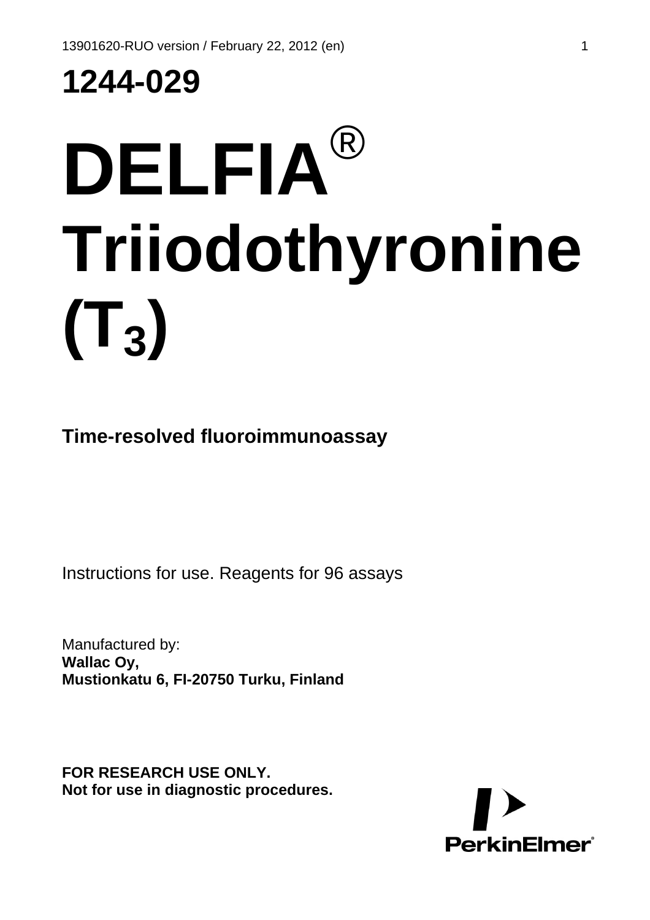# 1244-029

# DELFIA® Triiodothyronine ($T_3$)

**Time-resolved fluoroimmunoassay**

Instructions for use. Reagents for 96 assays

Manufactured by:
**Wallac Oy,**
**Mustionkatu 6, FI-20750 Turku, Finland**

**FOR RESEARCH USE ONLY.**
**Not for use in diagnostic procedures.**

PerkinElmer®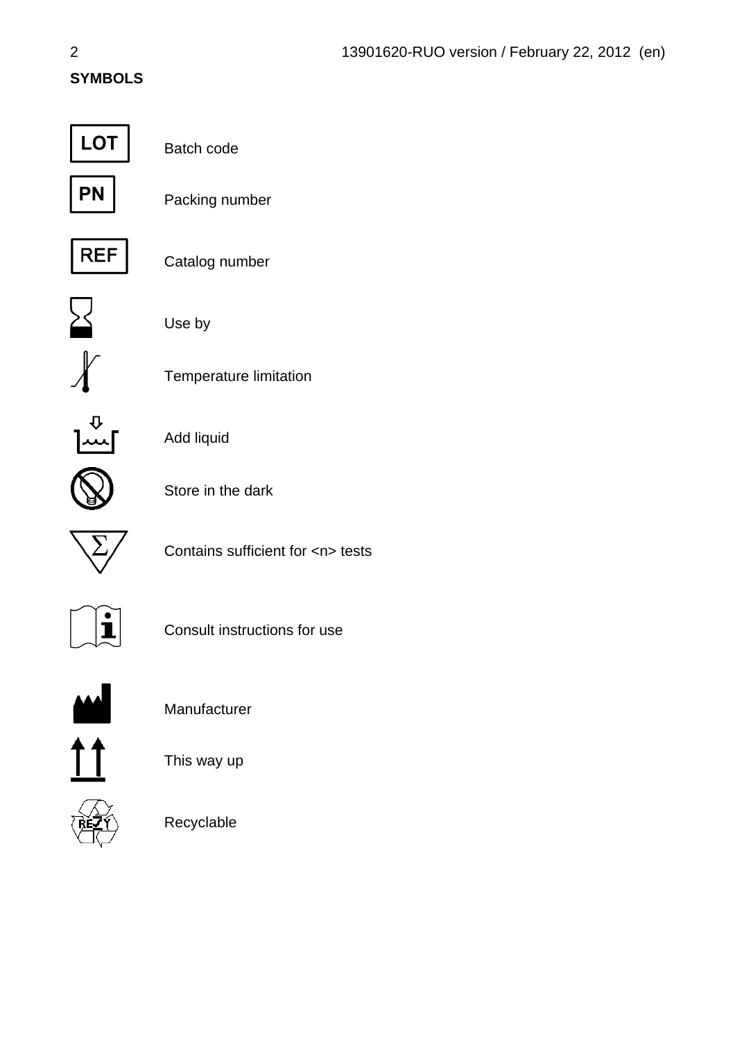**SYMBOLS**

| Symbol | Meaning |
| --- | --- |
| LOT | Batch code |
| PN | Packing number |
| REF | Catalog number |
| | Use by |
| | Temperature limitation |
| | Add liquid |
| | Store in the dark |
| Σ | Contains sufficient for <n> tests |
| | Consult instructions for use |
| | Manufacturer |
| | This way up |
| | Recyclable |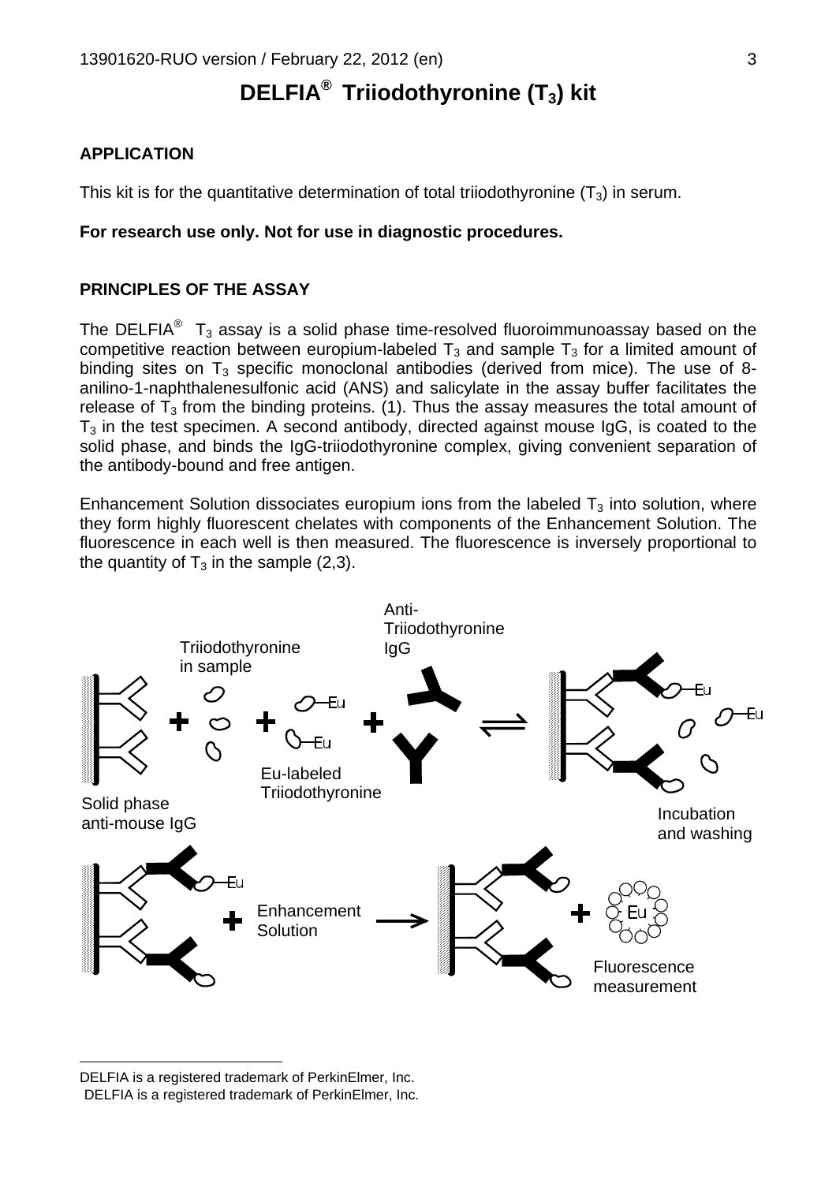# DELFIA® Triiodothyronine ($T_3$) kit

## APPLICATION

This kit is for the quantitative determination of total triiodothyronine ($T_3$) in serum.

**For research use only. Not for use in diagnostic procedures.**

## PRINCIPLES OF THE ASSAY

The DELFIA® $T_3$ assay is a solid phase time-resolved fluoroimmunoassay based on the competitive reaction between europium-labeled $T_3$ and sample $T_3$ for a limited amount of binding sites on $T_3$ specific monoclonal antibodies (derived from mice). The use of 8-anilino-1-naphthalenesulfonic acid (ANS) and salicylate in the assay buffer facilitates the release of $T_3$ from the binding proteins. (1). Thus the assay measures the total amount of $T_3$ in the test specimen. A second antibody, directed against mouse IgG, is coated to the solid phase, and binds the IgG-triiodothyronine complex, giving convenient separation of the antibody-bound and free antigen.

Enhancement Solution dissociates europium ions from the labeled $T_3$ into solution, where they form highly fluorescent chelates with components of the Enhancement Solution. The fluorescence in each well is then measured. The fluorescence is inversely proportional to the quantity of $T_3$ in the sample (2,3).

Solid phase anti-mouse IgG + Triiodothyronine in sample + Eu-labeled Triiodothyronine + Anti-Triiodothyronine IgG ⇌ Incubation and washing

+ Enhancement Solution → + Eu Fluorescence measurement

---

DELFIA is a registered trademark of PerkinElmer, Inc.
DELFIA is a registered trademark of PerkinElmer, Inc.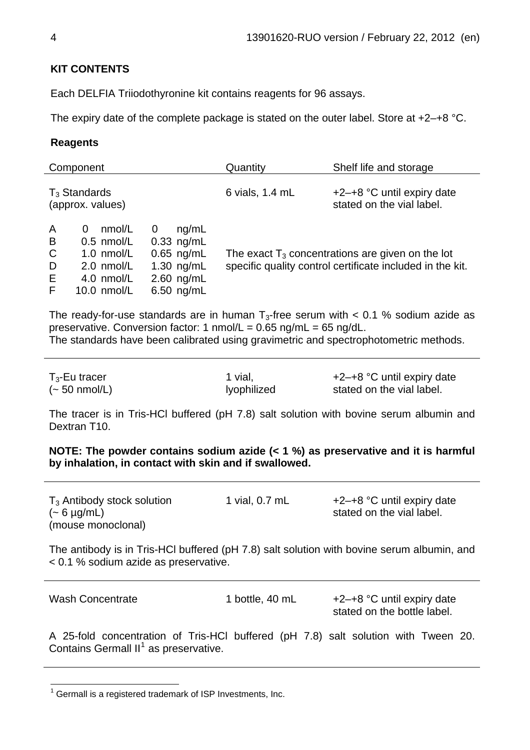## KIT CONTENTS

Each DELFIA Triiodothyronine kit contains reagents for 96 assays.

The expiry date of the complete package is stated on the outer label. Store at +2–+8 °C.

### Reagents

| Component | Quantity | Shelf life and storage |
|---|---|---|
| $T_3$ Standards (approx. values) | 6 vials, 1.4 mL | +2–+8 °C until expiry date stated on the vial label. |

| | nmol/L | ng/mL |
|---|---|---|
| A | 0 nmol/L | 0 ng/mL |
| B | 0.5 nmol/L | 0.33 ng/mL |
| C | 1.0 nmol/L | 0.65 ng/mL |
| D | 2.0 nmol/L | 1.30 ng/mL |
| E | 4.0 nmol/L | 2.60 ng/mL |
| F | 10.0 nmol/L | 6.50 ng/mL |

The exact $T_3$ concentrations are given on the lot specific quality control certificate included in the kit.

The ready-for-use standards are in human $T_3$-free serum with < 0.1 % sodium azide as preservative. Conversion factor: 1 nmol/L = 0.65 ng/mL = 65 ng/dL.
The standards have been calibrated using gravimetric and spectrophotometric methods.

---

| Component | Quantity | Shelf life and storage |
|---|---|---|
| $T_3$-Eu tracer (~ 50 nmol/L) | 1 vial, lyophilized | +2–+8 °C until expiry date stated on the vial label. |

The tracer is in Tris-HCl buffered (pH 7.8) salt solution with bovine serum albumin and Dextran T10.

**NOTE: The powder contains sodium azide (< 1 %) as preservative and it is harmful by inhalation, in contact with skin and if swallowed.**

---

| Component | Quantity | Shelf life and storage |
|---|---|---|
| $T_3$ Antibody stock solution (~ 6 µg/mL) (mouse monoclonal) | 1 vial, 0.7 mL | +2–+8 °C until expiry date stated on the vial label. |

The antibody is in Tris-HCl buffered (pH 7.8) salt solution with bovine serum albumin, and < 0.1 % sodium azide as preservative.

---

| Component | Quantity | Shelf life and storage |
|---|---|---|
| Wash Concentrate | 1 bottle, 40 mL | +2–+8 °C until expiry date stated on the bottle label. |

A 25-fold concentration of Tris-HCl buffered (pH 7.8) salt solution with Tween 20. Contains Germall II[1] as preservative.

---

[1] Germall is a registered trademark of ISP Investments, Inc.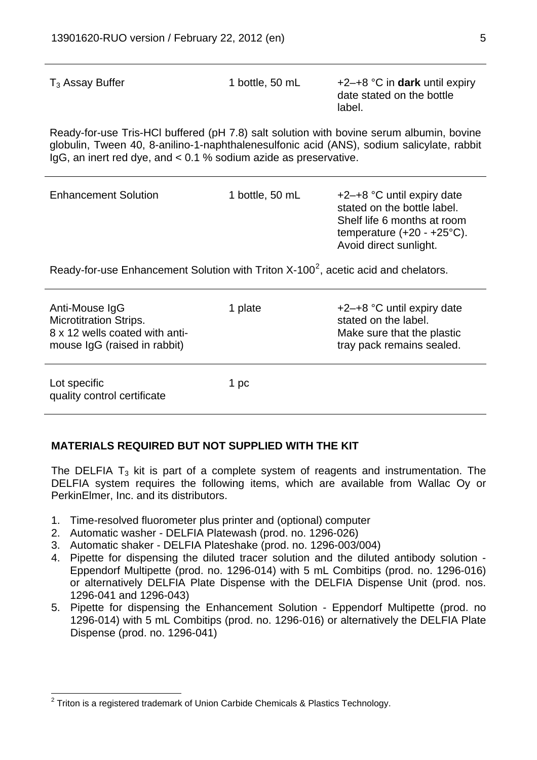| | | |
|---|---|---|
| $T_3$ Assay Buffer | 1 bottle, 50 mL | +2–+8 °C in **dark** until expiry date stated on the bottle label. |
| Ready-for-use Tris-HCl buffered (pH 7.8) salt solution with bovine serum albumin, bovine globulin, Tween 40, 8-anilino-1-naphthalenesulfonic acid (ANS), sodium salicylate, rabbit IgG, an inert red dye, and < 0.1 % sodium azide as preservative. | | |
| Enhancement Solution | 1 bottle, 50 mL | +2–+8 °C until expiry date stated on the bottle label. Shelf life 6 months at room temperature (+20 - +25°C). Avoid direct sunlight. |
| Ready-for-use Enhancement Solution with Triton X-100[2], acetic acid and chelators. | | |
| Anti-Mouse IgG Microtitration Strips. 8 x 12 wells coated with anti-mouse IgG (raised in rabbit) | 1 plate | +2–+8 °C until expiry date stated on the label. Make sure that the plastic tray pack remains sealed. |
| Lot specific quality control certificate | 1 pc | |

## MATERIALS REQUIRED BUT NOT SUPPLIED WITH THE KIT

The DELFIA $T_3$ kit is part of a complete system of reagents and instrumentation. The DELFIA system requires the following items, which are available from Wallac Oy or PerkinElmer, Inc. and its distributors.

1. Time-resolved fluorometer plus printer and (optional) computer
2. Automatic washer - DELFIA Platewash (prod. no. 1296-026)
3. Automatic shaker - DELFIA Plateshake (prod. no. 1296-003/004)
4. Pipette for dispensing the diluted tracer solution and the diluted antibody solution - Eppendorf Multipette (prod. no. 1296-014) with 5 mL Combitips (prod. no. 1296-016) or alternatively DELFIA Plate Dispense with the DELFIA Dispense Unit (prod. nos. 1296-041 and 1296-043)
5. Pipette for dispensing the Enhancement Solution - Eppendorf Multipette (prod. no 1296-014) with 5 mL Combitips (prod. no. 1296-016) or alternatively the DELFIA Plate Dispense (prod. no. 1296-041)

[2] Triton is a registered trademark of Union Carbide Chemicals & Plastics Technology.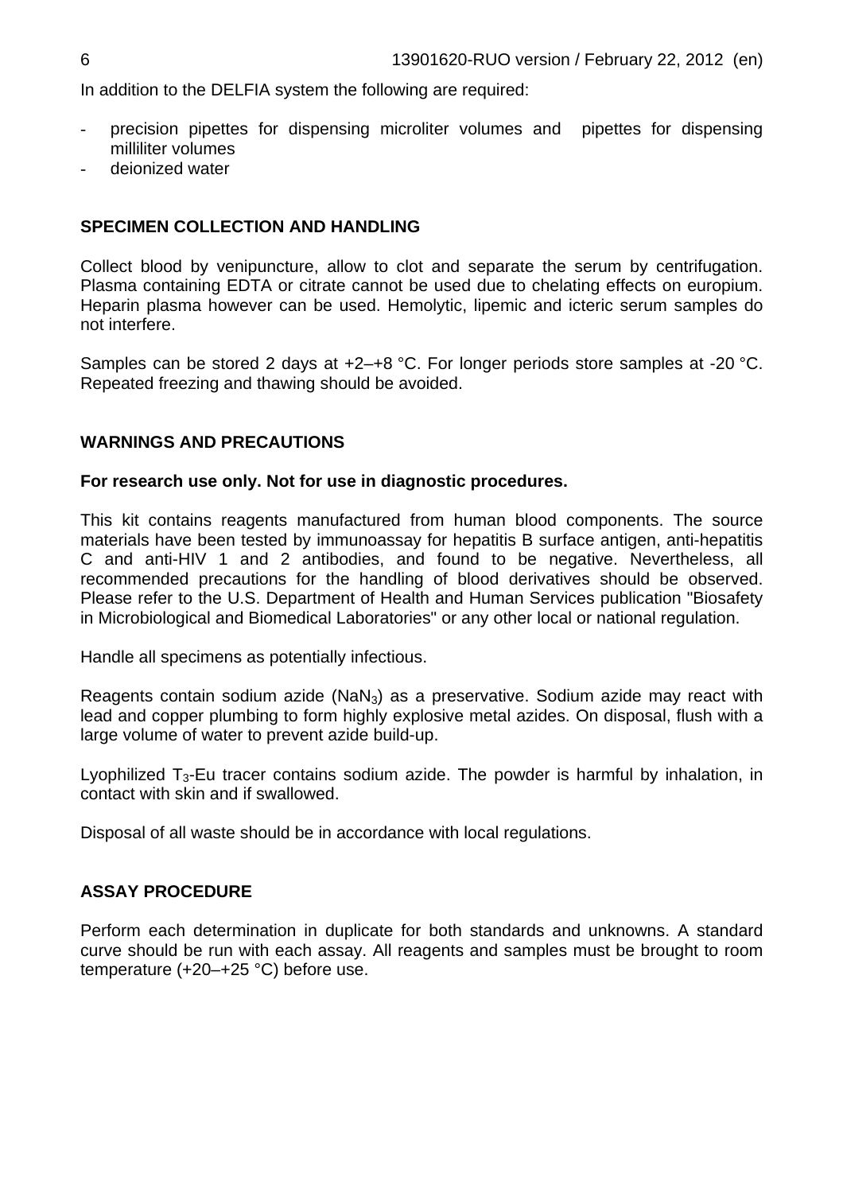In addition to the DELFIA system the following are required:

- precision pipettes for dispensing microliter volumes and pipettes for dispensing milliliter volumes
- deionized water

## SPECIMEN COLLECTION AND HANDLING

Collect blood by venipuncture, allow to clot and separate the serum by centrifugation. Plasma containing EDTA or citrate cannot be used due to chelating effects on europium. Heparin plasma however can be used. Hemolytic, lipemic and icteric serum samples do not interfere.

Samples can be stored 2 days at +2–+8 °C. For longer periods store samples at -20 °C. Repeated freezing and thawing should be avoided.

## WARNINGS AND PRECAUTIONS

**For research use only. Not for use in diagnostic procedures.**

This kit contains reagents manufactured from human blood components. The source materials have been tested by immunoassay for hepatitis B surface antigen, anti-hepatitis C and anti-HIV 1 and 2 antibodies, and found to be negative. Nevertheless, all recommended precautions for the handling of blood derivatives should be observed. Please refer to the U.S. Department of Health and Human Services publication "Biosafety in Microbiological and Biomedical Laboratories" or any other local or national regulation.

Handle all specimens as potentially infectious.

Reagents contain sodium azide ($NaN_3$) as a preservative. Sodium azide may react with lead and copper plumbing to form highly explosive metal azides. On disposal, flush with a large volume of water to prevent azide build-up.

Lyophilized $T_3$-Eu tracer contains sodium azide. The powder is harmful by inhalation, in contact with skin and if swallowed.

Disposal of all waste should be in accordance with local regulations.

## ASSAY PROCEDURE

Perform each determination in duplicate for both standards and unknowns. A standard curve should be run with each assay. All reagents and samples must be brought to room temperature (+20–+25 °C) before use.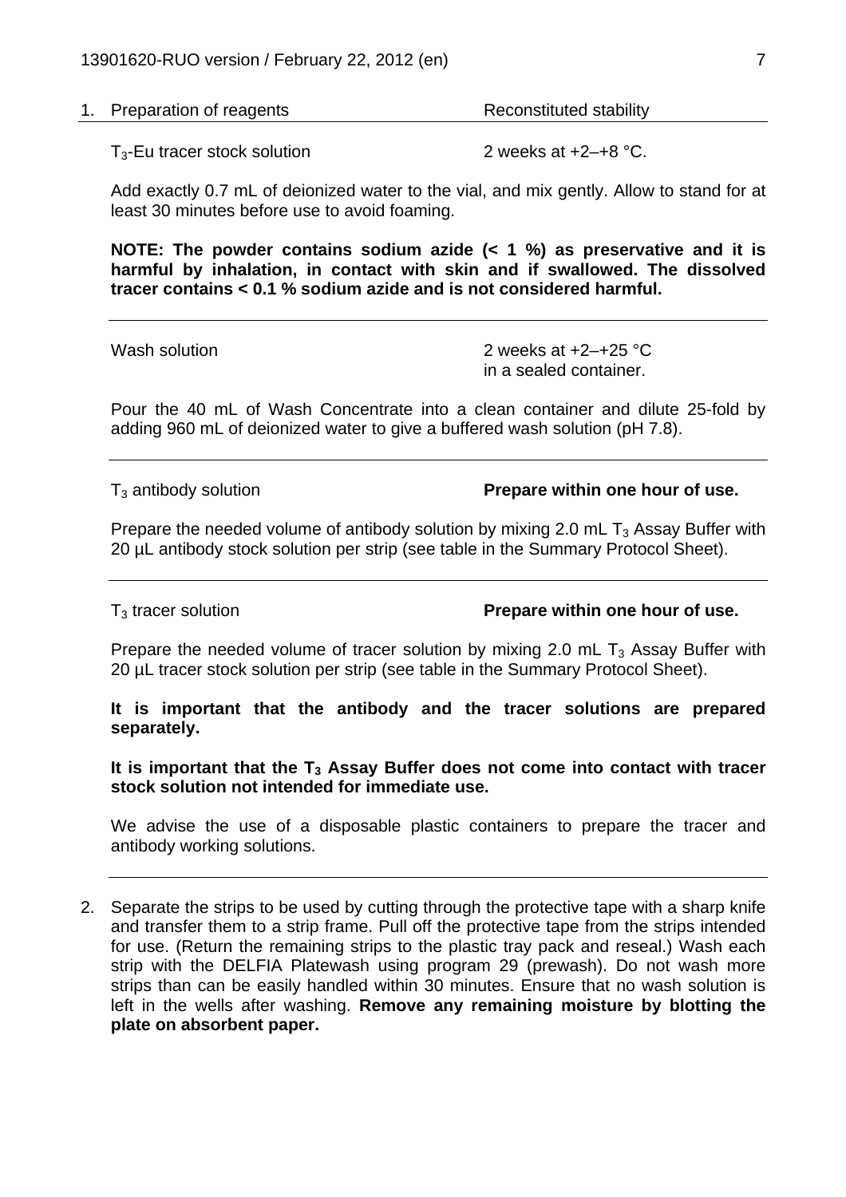| 1. Preparation of reagents | Reconstituted stability |
|---|---|

$T_3$-Eu tracer stock solution — 2 weeks at +2–+8 °C.

Add exactly 0.7 mL of deionized water to the vial, and mix gently. Allow to stand for at least 30 minutes before use to avoid foaming.

**NOTE: The powder contains sodium azide (< 1 %) as preservative and it is harmful by inhalation, in contact with skin and if swallowed. The dissolved tracer contains < 0.1 % sodium azide and is not considered harmful.**

---

Wash solution — 2 weeks at +2–+25 °C in a sealed container.

Pour the 40 mL of Wash Concentrate into a clean container and dilute 25-fold by adding 960 mL of deionized water to give a buffered wash solution (pH 7.8).

---

$T_3$ antibody solution — **Prepare within one hour of use.**

Prepare the needed volume of antibody solution by mixing 2.0 mL $T_3$ Assay Buffer with 20 µL antibody stock solution per strip (see table in the Summary Protocol Sheet).

---

$T_3$ tracer solution — **Prepare within one hour of use.**

Prepare the needed volume of tracer solution by mixing 2.0 mL $T_3$ Assay Buffer with 20 µL tracer stock solution per strip (see table in the Summary Protocol Sheet).

**It is important that the antibody and the tracer solutions are prepared separately.**

**It is important that the $T_3$ Assay Buffer does not come into contact with tracer stock solution not intended for immediate use.**

We advise the use of a disposable plastic containers to prepare the tracer and antibody working solutions.

---

2. Separate the strips to be used by cutting through the protective tape with a sharp knife and transfer them to a strip frame. Pull off the protective tape from the strips intended for use. (Return the remaining strips to the plastic tray pack and reseal.) Wash each strip with the DELFIA Platewash using program 29 (prewash). Do not wash more strips than can be easily handled within 30 minutes. Ensure that no wash solution is left in the wells after washing. **Remove any remaining moisture by blotting the plate on absorbent paper.**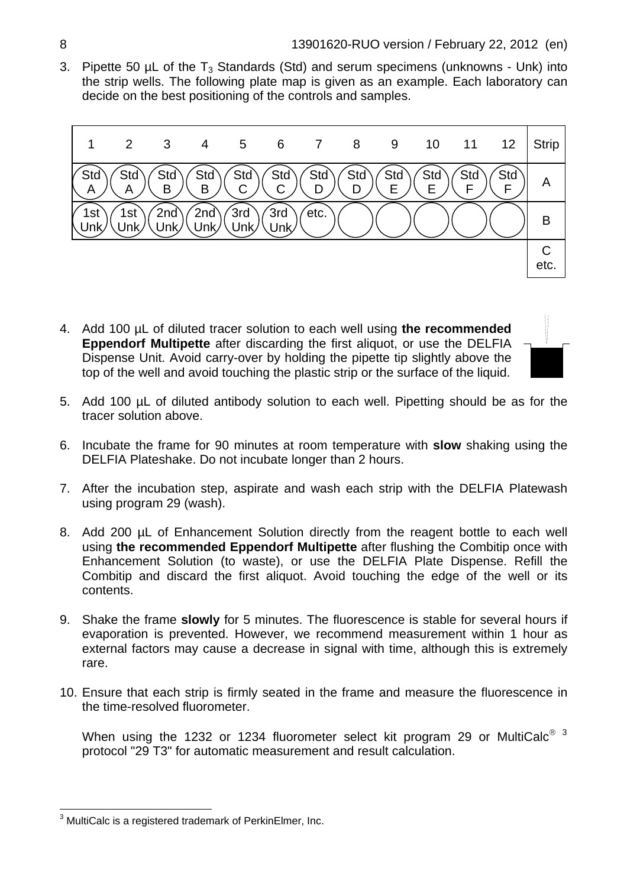3. Pipette 50 µL of the $T_3$ Standards (Std) and serum specimens (unknowns - Unk) into the strip wells. The following plate map is given as an example. Each laboratory can decide on the best positioning of the controls and samples.

| 1 | 2 | 3 | 4 | 5 | 6 | 7 | 8 | 9 | 10 | 11 | 12 | Strip |
|---|---|---|---|---|---|---|---|---|---|---|---|---|
| Std A | Std A | Std B | Std B | Std C | Std C | Std D | Std D | Std E | Std E | Std F | Std F | A |
| 1st Unk | 1st Unk | 2nd Unk | 2nd Unk | 3rd Unk | 3rd Unk | etc. | | | | | | B |
| | | | | | | | | | | | | C etc. |

4. Add 100 µL of diluted tracer solution to each well using **the recommended Eppendorf Multipette** after discarding the first aliquot, or use the DELFIA Dispense Unit. Avoid carry-over by holding the pipette tip slightly above the top of the well and avoid touching the plastic strip or the surface of the liquid.

5. Add 100 µL of diluted antibody solution to each well. Pipetting should be as for the tracer solution above.

6. Incubate the frame for 90 minutes at room temperature with **slow** shaking using the DELFIA Plateshake. Do not incubate longer than 2 hours.

7. After the incubation step, aspirate and wash each strip with the DELFIA Platewash using program 29 (wash).

8. Add 200 µL of Enhancement Solution directly from the reagent bottle to each well using **the recommended Eppendorf Multipette** after flushing the Combitip once with Enhancement Solution (to waste), or use the DELFIA Plate Dispense. Refill the Combitip and discard the first aliquot. Avoid touching the edge of the well or its contents.

9. Shake the frame **slowly** for 5 minutes. The fluorescence is stable for several hours if evaporation is prevented. However, we recommend measurement within 1 hour as external factors may cause a decrease in signal with time, although this is extremely rare.

10. Ensure that each strip is firmly seated in the frame and measure the fluorescence in the time-resolved fluorometer.

    When using the 1232 or 1234 fluorometer select kit program 29 or MultiCalc® [3] protocol "29 T3" for automatic measurement and result calculation.

[3] MultiCalc is a registered trademark of PerkinElmer, Inc.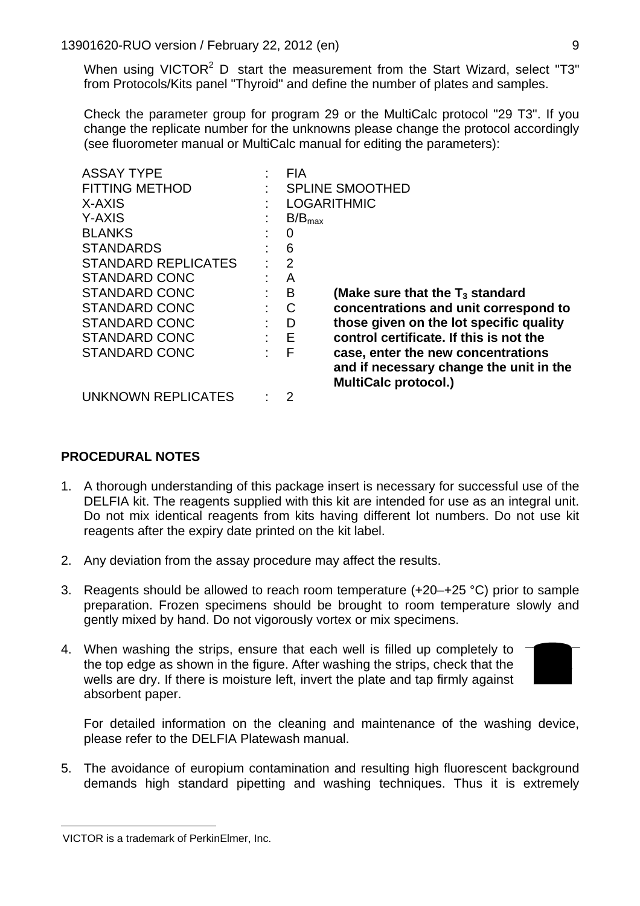When using VICTOR[2] D start the measurement from the Start Wizard, select "T3" from Protocols/Kits panel "Thyroid" and define the number of plates and samples.

Check the parameter group for program 29 or the MultiCalc protocol "29 T3". If you change the replicate number for the unknowns please change the protocol accordingly (see fluorometer manual or MultiCalc manual for editing the parameters):

| | | | |
|---|---|---|---|
| ASSAY TYPE | : | FIA | |
| FITTING METHOD | : | SPLINE SMOOTHED | |
| X-AXIS | : | LOGARITHMIC | |
| Y-AXIS | : | $B/B_{max}$ | |
| BLANKS | : | 0 | |
| STANDARDS | : | 6 | |
| STANDARD REPLICATES | : | 2 | |
| STANDARD CONC | : | A | |
| STANDARD CONC | : | B | **(Make sure that the $T_3$ standard concentrations and unit correspond to those given on the lot specific quality control certificate. If this is not the case, enter the new concentrations and if necessary change the unit in the MultiCalc protocol.)** |
| STANDARD CONC | : | C | |
| STANDARD CONC | : | D | |
| STANDARD CONC | : | E | |
| STANDARD CONC | : | F | |
| UNKNOWN REPLICATES | : | 2 | |

## PROCEDURAL NOTES

1. A thorough understanding of this package insert is necessary for successful use of the DELFIA kit. The reagents supplied with this kit are intended for use as an integral unit. Do not mix identical reagents from kits having different lot numbers. Do not use kit reagents after the expiry date printed on the kit label.

2. Any deviation from the assay procedure may affect the results.

3. Reagents should be allowed to reach room temperature (+20–+25 °C) prior to sample preparation. Frozen specimens should be brought to room temperature slowly and gently mixed by hand. Do not vigorously vortex or mix specimens.

4. When washing the strips, ensure that each well is filled up completely to the top edge as shown in the figure. After washing the strips, check that the wells are dry. If there is moisture left, invert the plate and tap firmly against absorbent paper.

   For detailed information on the cleaning and maintenance of the washing device, please refer to the DELFIA Platewash manual.

5. The avoidance of europium contamination and resulting high fluorescent background demands high standard pipetting and washing techniques. Thus it is extremely

[2] VICTOR is a trademark of PerkinElmer, Inc.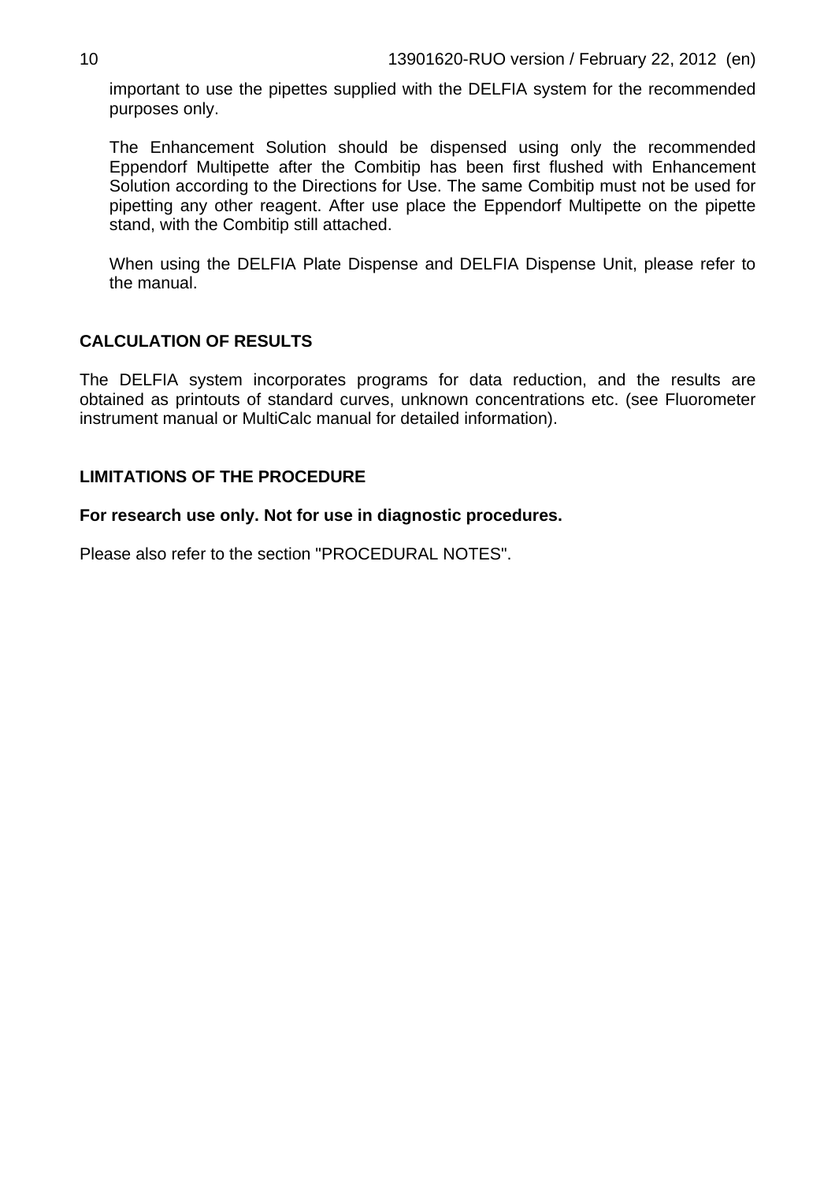important to use the pipettes supplied with the DELFIA system for the recommended purposes only.

The Enhancement Solution should be dispensed using only the recommended Eppendorf Multipette after the Combitip has been first flushed with Enhancement Solution according to the Directions for Use. The same Combitip must not be used for pipetting any other reagent. After use place the Eppendorf Multipette on the pipette stand, with the Combitip still attached.

When using the DELFIA Plate Dispense and DELFIA Dispense Unit, please refer to the manual.

## CALCULATION OF RESULTS

The DELFIA system incorporates programs for data reduction, and the results are obtained as printouts of standard curves, unknown concentrations etc. (see Fluorometer instrument manual or MultiCalc manual for detailed information).

## LIMITATIONS OF THE PROCEDURE

**For research use only. Not for use in diagnostic procedures.**

Please also refer to the section "PROCEDURAL NOTES".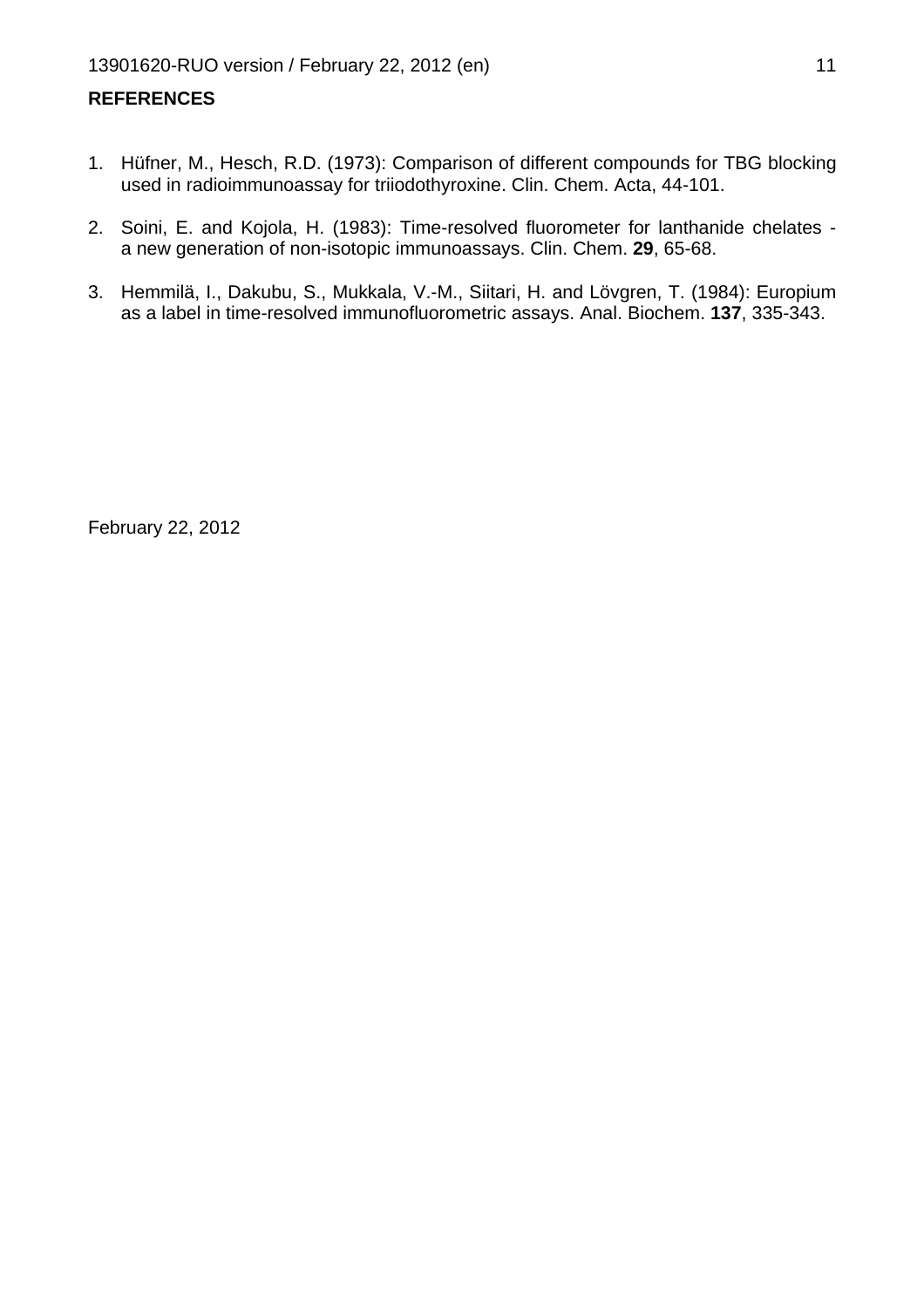## REFERENCES

1. Hüfner, M., Hesch, R.D. (1973): Comparison of different compounds for TBG blocking used in radioimmunoassay for triiodothyroxine. Clin. Chem. Acta, 44-101.

2. Soini, E. and Kojola, H. (1983): Time-resolved fluorometer for lanthanide chelates - a new generation of non-isotopic immunoassays. Clin. Chem. **29**, 65-68.

3. Hemmilä, I., Dakubu, S., Mukkala, V.-M., Siitari, H. and Lövgren, T. (1984): Europium as a label in time-resolved immunofluorometric assays. Anal. Biochem. **137**, 335-343.

February 22, 2012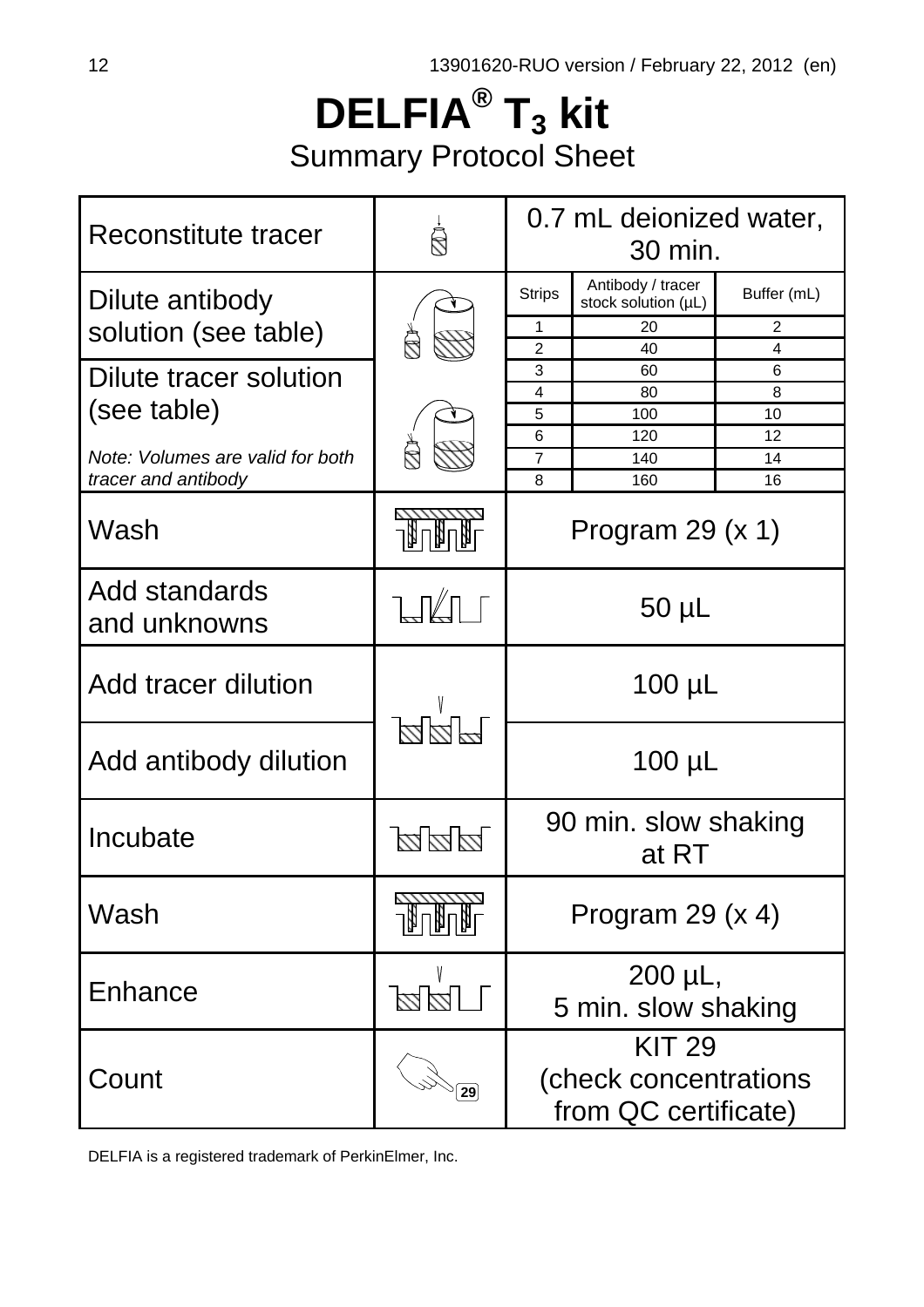# DELFIA® $T_3$ kit

## Summary Protocol Sheet

| | | | | |
|---|---|---|---|---|
| Reconstitute tracer | | 0.7 mL deionized water, 30 min. | | |
| Dilute antibody solution (see table)<br><br>Dilute tracer solution (see table)<br><br>*Note: Volumes are valid for both tracer and antibody* | | **Strips** | **Antibody / tracer stock solution (µL)** | **Buffer (mL)** |
| | | 1 | 20 | 2 |
| | | 2 | 40 | 4 |
| | | 3 | 60 | 6 |
| | | 4 | 80 | 8 |
| | | 5 | 100 | 10 |
| | | 6 | 120 | 12 |
| | | 7 | 140 | 14 |
| | | 8 | 160 | 16 |
| Wash | | Program 29 (x 1) | | |
| Add standards and unknowns | | 50 µL | | |
| Add tracer dilution | | 100 µL | | |
| Add antibody dilution | | 100 µL | | |
| Incubate | | 90 min. slow shaking at RT | | |
| Wash | | Program 29 (x 4) | | |
| Enhance | | 200 µL, 5 min. slow shaking | | |
| Count | 29 | KIT 29 (check concentrations from QC certificate) | | |

DELFIA is a registered trademark of PerkinElmer, Inc.